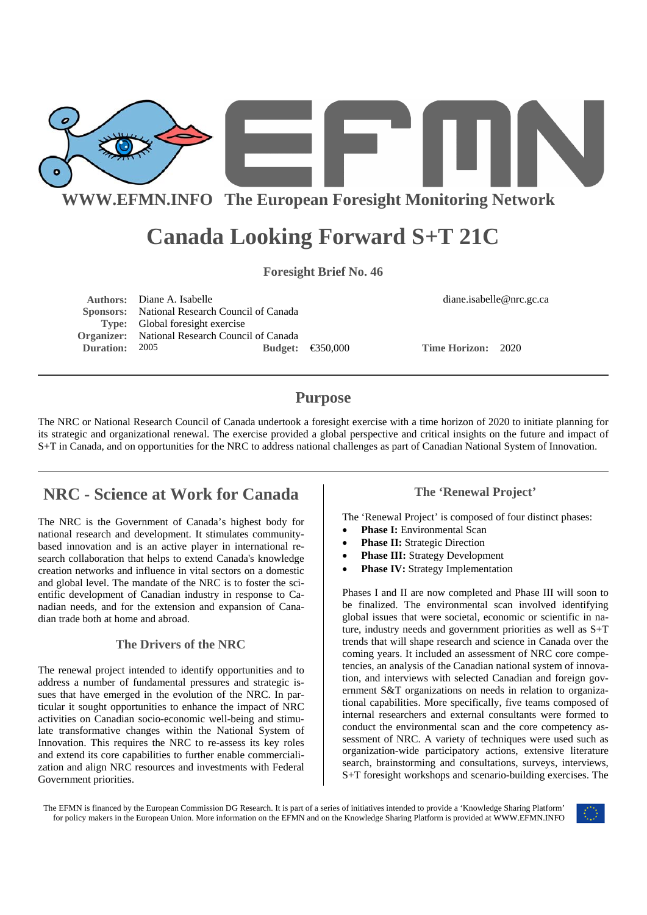WWW.EFMN.INFO The European Foresight Monitoring Network

# Canada Looking Forward S+T 21C

**Foresight Brief No. 46**

**Authors:** Diane A. Isabelle diane.isabelle@nrc.gc.ca
**Sponsors:** National Research Council of Canada
**Type:** Global foresight exercise
**Organizer:** National Research Council of Canada
**Duration:** 2005 **Budget:** €350,000 **Time Horizon:** 2020

## Purpose

The NRC or National Research Council of Canada undertook a foresight exercise with a time horizon of 2020 to initiate planning for its strategic and organizational renewal. The exercise provided a global perspective and critical insights on the future and impact of S+T in Canada, and on opportunities for the NRC to address national challenges as part of Canadian National System of Innovation.

## NRC - Science at Work for Canada

The NRC is the Government of Canada's highest body for national research and development. It stimulates community-based innovation and is an active player in international research collaboration that helps to extend Canada's knowledge creation networks and influence in vital sectors on a domestic and global level. The mandate of the NRC is to foster the scientific development of Canadian industry in response to Canadian needs, and for the extension and expansion of Canadian trade both at home and abroad.

### The Drivers of the NRC

The renewal project intended to identify opportunities and to address a number of fundamental pressures and strategic issues that have emerged in the evolution of the NRC. In particular it sought opportunities to enhance the impact of NRC activities on Canadian socio-economic well-being and stimulate transformative changes within the National System of Innovation. This requires the NRC to re-assess its key roles and extend its core capabilities to further enable commercialization and align NRC resources and investments with Federal Government priorities.

### The 'Renewal Project'

The 'Renewal Project' is composed of four distinct phases:

- **Phase I:** Environmental Scan
- **Phase II:** Strategic Direction
- **Phase III:** Strategy Development
- **Phase IV:** Strategy Implementation

Phases I and II are now completed and Phase III will soon to be finalized. The environmental scan involved identifying global issues that were societal, economic or scientific in nature, industry needs and government priorities as well as S+T trends that will shape research and science in Canada over the coming years. It included an assessment of NRC core competencies, an analysis of the Canadian national system of innovation, and interviews with selected Canadian and foreign government S&T organizations on needs in relation to organizational capabilities. More specifically, five teams composed of internal researchers and external consultants were formed to conduct the environmental scan and the core competency assessment of NRC. A variety of techniques were used such as organization-wide participatory actions, extensive literature search, brainstorming and consultations, surveys, interviews, S+T foresight workshops and scenario-building exercises. The

The EFMN is financed by the European Commission DG Research. It is part of a series of initiatives intended to provide a 'Knowledge Sharing Platform' for policy makers in the European Union. More information on the EFMN and on the Knowledge Sharing Platform is provided at WWW.EFMN.INFO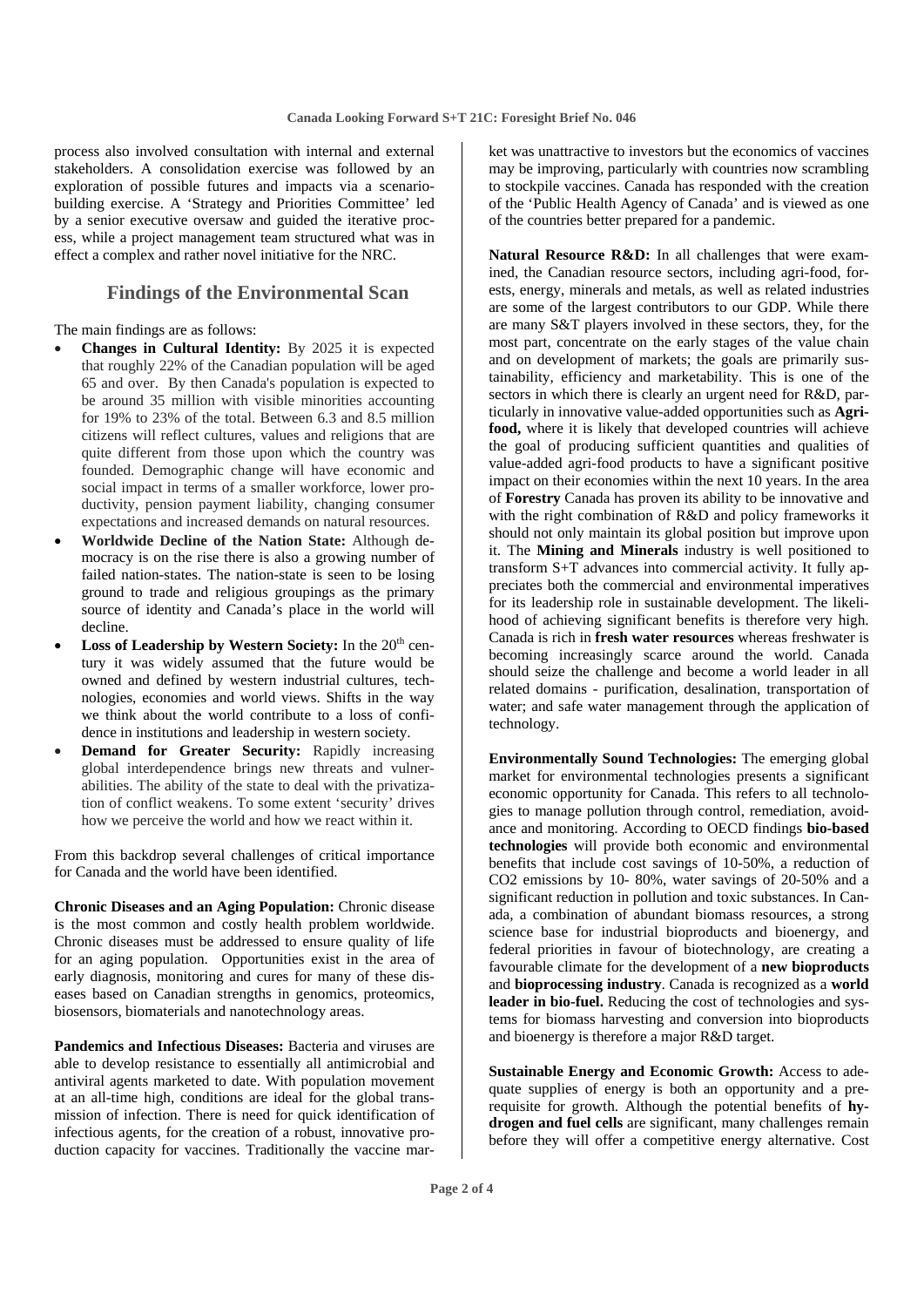process also involved consultation with internal and external stakeholders. A consolidation exercise was followed by an exploration of possible futures and impacts via a scenario-building exercise. A 'Strategy and Priorities Committee' led by a senior executive oversaw and guided the iterative process, while a project management team structured what was in effect a complex and rather novel initiative for the NRC.

## Findings of the Environmental Scan

The main findings are as follows:

- **Changes in Cultural Identity:** By 2025 it is expected that roughly 22% of the Canadian population will be aged 65 and over. By then Canada's population is expected to be around 35 million with visible minorities accounting for 19% to 23% of the total. Between 6.3 and 8.5 million citizens will reflect cultures, values and religions that are quite different from those upon which the country was founded. Demographic change will have economic and social impact in terms of a smaller workforce, lower productivity, pension payment liability, changing consumer expectations and increased demands on natural resources.
- **Worldwide Decline of the Nation State:** Although democracy is on the rise there is also a growing number of failed nation-states. The nation-state is seen to be losing ground to trade and religious groupings as the primary source of identity and Canada's place in the world will decline.
- **Loss of Leadership by Western Society:** In the 20th century it was widely assumed that the future would be owned and defined by western industrial cultures, technologies, economies and world views. Shifts in the way we think about the world contribute to a loss of confidence in institutions and leadership in western society.
- **Demand for Greater Security:** Rapidly increasing global interdependence brings new threats and vulnerabilities. The ability of the state to deal with the privatization of conflict weakens. To some extent 'security' drives how we perceive the world and how we react within it.

From this backdrop several challenges of critical importance for Canada and the world have been identified.

**Chronic Diseases and an Aging Population:** Chronic disease is the most common and costly health problem worldwide. Chronic diseases must be addressed to ensure quality of life for an aging population. Opportunities exist in the area of early diagnosis, monitoring and cures for many of these diseases based on Canadian strengths in genomics, proteomics, biosensors, biomaterials and nanotechnology areas.

**Pandemics and Infectious Diseases:** Bacteria and viruses are able to develop resistance to essentially all antimicrobial and antiviral agents marketed to date. With population movement at an all-time high, conditions are ideal for the global transmission of infection. There is need for quick identification of infectious agents, for the creation of a robust, innovative production capacity for vaccines. Traditionally the vaccine market was unattractive to investors but the economics of vaccines may be improving, particularly with countries now scrambling to stockpile vaccines. Canada has responded with the creation of the 'Public Health Agency of Canada' and is viewed as one of the countries better prepared for a pandemic.

**Natural Resource R&D:** In all challenges that were examined, the Canadian resource sectors, including agri-food, forests, energy, minerals and metals, as well as related industries are some of the largest contributors to our GDP. While there are many S&T players involved in these sectors, they, for the most part, concentrate on the early stages of the value chain and on development of markets; the goals are primarily sustainability, efficiency and marketability. This is one of the sectors in which there is clearly an urgent need for R&D, particularly in innovative value-added opportunities such as **Agri-food,** where it is likely that developed countries will achieve the goal of producing sufficient quantities and qualities of value-added agri-food products to have a significant positive impact on their economies within the next 10 years. In the area of **Forestry** Canada has proven its ability to be innovative and with the right combination of R&D and policy frameworks it should not only maintain its global position but improve upon it. The **Mining and Minerals** industry is well positioned to transform S+T advances into commercial activity. It fully appreciates both the commercial and environmental imperatives for its leadership role in sustainable development. The likelihood of achieving significant benefits is therefore very high. Canada is rich in **fresh water resources** whereas freshwater is becoming increasingly scarce around the world. Canada should seize the challenge and become a world leader in all related domains - purification, desalination, transportation of water; and safe water management through the application of technology.

**Environmentally Sound Technologies:** The emerging global market for environmental technologies presents a significant economic opportunity for Canada. This refers to all technologies to manage pollution through control, remediation, avoidance and monitoring. According to OECD findings **bio-based technologies** will provide both economic and environmental benefits that include cost savings of 10-50%, a reduction of $CO_2$ emissions by 10- 80%, water savings of 20-50% and a significant reduction in pollution and toxic substances. In Canada, a combination of abundant biomass resources, a strong science base for industrial bioproducts and bioenergy, and federal priorities in favour of biotechnology, are creating a favourable climate for the development of a **new bioproducts** and **bioprocessing industry**. Canada is recognized as a **world leader in bio-fuel.** Reducing the cost of technologies and systems for biomass harvesting and conversion into bioproducts and bioenergy is therefore a major R&D target.

**Sustainable Energy and Economic Growth:** Access to adequate supplies of energy is both an opportunity and a prerequisite for growth. Although the potential benefits of **hydrogen and fuel cells** are significant, many challenges remain before they will offer a competitive energy alternative. Cost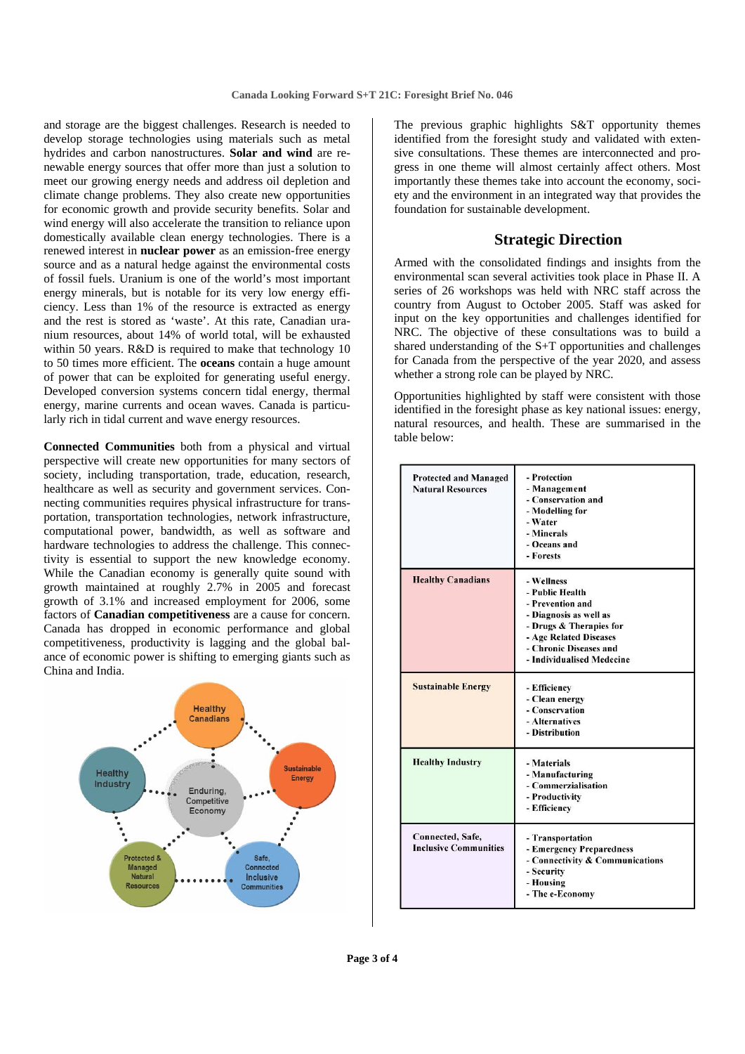and storage are the biggest challenges. Research is needed to develop storage technologies using materials such as metal hydrides and carbon nanostructures. **Solar and wind** are renewable energy sources that offer more than just a solution to meet our growing energy needs and address oil depletion and climate change problems. They also create new opportunities for economic growth and provide security benefits. Solar and wind energy will also accelerate the transition to reliance upon domestically available clean energy technologies. There is a renewed interest in **nuclear power** as an emission-free energy source and as a natural hedge against the environmental costs of fossil fuels. Uranium is one of the world's most important energy minerals, but is notable for its very low energy efficiency. Less than 1% of the resource is extracted as energy and the rest is stored as 'waste'. At this rate, Canadian uranium resources, about 14% of world total, will be exhausted within 50 years. R&D is required to make that technology 10 to 50 times more efficient. The **oceans** contain a huge amount of power that can be exploited for generating useful energy. Developed conversion systems concern tidal energy, thermal energy, marine currents and ocean waves. Canada is particularly rich in tidal current and wave energy resources.

**Connected Communities** both from a physical and virtual perspective will create new opportunities for many sectors of society, including transportation, trade, education, research, healthcare as well as security and government services. Connecting communities requires physical infrastructure for transportation, transportation technologies, network infrastructure, computational power, bandwidth, as well as software and hardware technologies to address the challenge. This connectivity is essential to support the new knowledge economy. While the Canadian economy is generally quite sound with growth maintained at roughly 2.7% in 2005 and forecast growth of 3.1% and increased employment for 2006, some factors of **Canadian competitiveness** are a cause for concern. Canada has dropped in economic performance and global competitiveness, productivity is lagging and the global balance of economic power is shifting to emerging giants such as China and India.

Healthy Canadians · Sustainable Energy · Safe, Connected Inclusive Communities · Protected & Managed Natural Resources · Healthy Industry · Enduring, Competitive Economy

The previous graphic highlights S&T opportunity themes identified from the foresight study and validated with extensive consultations. These themes are interconnected and progress in one theme will almost certainly affect others. Most importantly these themes take into account the economy, society and the environment in an integrated way that provides the foundation for sustainable development.

## Strategic Direction

Armed with the consolidated findings and insights from the environmental scan several activities took place in Phase II. A series of 26 workshops was held with NRC staff across the country from August to October 2005. Staff was asked for input on the key opportunities and challenges identified for NRC. The objective of these consultations was to build a shared understanding of the S+T opportunities and challenges for Canada from the perspective of the year 2020, and assess whether a strong role can be played by NRC.

Opportunities highlighted by staff were consistent with those identified in the foresight phase as key national issues: energy, natural resources, and health. These are summarised in the table below:

| Theme | Opportunities |
|---|---|
| Protected and Managed Natural Resources | - Protection<br>- Management<br>- Conservation and<br>- Modelling for<br>- Water<br>- Minerals<br>- Oceans and<br>- Forests |
| Healthy Canadians | - Wellness<br>- Public Health<br>- Prevention and<br>- Diagnosis as well as<br>- Drugs & Therapies for<br>- Age Related Diseases<br>- Chronic Diseases and<br>- Individualised Medecine |
| Sustainable Energy | - Efficiency<br>- Clean energy<br>- Conservation<br>- Alternatives<br>- Distribution |
| Healthy Industry | - Materials<br>- Manufacturing<br>- Commerzialisation<br>- Productivity<br>- Efficiency |
| Connected, Safe, Inclusive Communities | - Transportation<br>- Emergency Preparedness<br>- Connectivity & Communications<br>- Security<br>- Housing<br>- The e-Economy |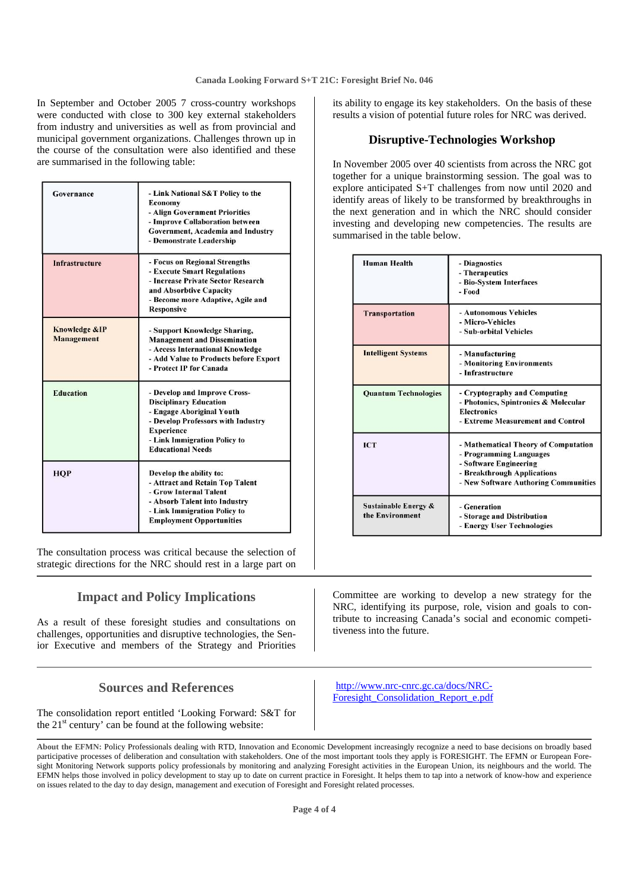In September and October 2005 7 cross-country workshops were conducted with close to 300 key external stakeholders from industry and universities as well as from provincial and municipal government organizations. Challenges thrown up in the course of the consultation were also identified and these are summarised in the following table:

| | |
|---|---|
| Governance | - Link National S&T Policy to the Economy<br>- Align Government Priorities<br>- Improve Collaboration between Government, Academia and Industry<br>- Demonstrate Leadership |
| Infrastructure | - Focus on Regional Strengths<br>- Execute Smart Regulations<br>- Increase Private Sector Research and Absorbtive Capacity<br>- Become more Adaptive, Agile and Responsive |
| Knowledge &IP Management | - Support Knowledge Sharing, Management and Dissemination<br>- Access International Knowledge<br>- Add Value to Products before Export<br>- Protect IP for Canada |
| Education | - Develop and Improve Cross-Disciplinary Education<br>- Engage Aboriginal Youth<br>- Develop Professors with Industry Experience<br>- Link Immigration Policy to Educational Needs |
| HQP | Develop the ability to:<br>- Attract and Retain Top Talent<br>- Grow Internal Talent<br>- Absorb Talent into Industry<br>- Link Immigration Policy to Employment Opportunities |

The consultation process was critical because the selection of strategic directions for the NRC should rest in a large part on its ability to engage its key stakeholders. On the basis of these results a vision of potential future roles for NRC was derived.

## Disruptive-Technologies Workshop

In November 2005 over 40 scientists from across the NRC got together for a unique brainstorming session. The goal was to explore anticipated S+T challenges from now until 2020 and identify areas of likely to be transformed by breakthroughs in the next generation and in which the NRC should consider investing and developing new competencies. The results are summarised in the table below.

| | |
|---|---|
| Human Health | - Diagnostics<br>- Therapeutics<br>- Bio-System Interfaces<br>- Food |
| Transportation | - Autonomous Vehicles<br>- Micro-Vehicles<br>- Sub-orbital Vehicles |
| Intelligent Systems | - Manufacturing<br>- Monitoring Environments<br>- Infrastructure |
| Quantum Technologies | - Cryptography and Computing<br>- Photonics, Spintronics & Molecular Electronics<br>- Extreme Measurement and Control |
| ICT | - Mathematical Theory of Computation<br>- Programming Languages<br>- Software Engineering<br>- Breakthrough Applications<br>- New Software Authoring Communities |
| Sustainable Energy & the Environment | - Generation<br>- Storage and Distribution<br>- Energy User Technologies |

## Impact and Policy Implications

As a result of these foresight studies and consultations on challenges, opportunities and disruptive technologies, the Senior Executive and members of the Strategy and Priorities Committee are working to develop a new strategy for the NRC, identifying its purpose, role, vision and goals to contribute to increasing Canada's social and economic competitiveness into the future.

## Sources and References

The consolidation report entitled 'Looking Forward: S&T for the 21st century' can be found at the following website:

http://www.nrc-cnrc.gc.ca/docs/NRC-Foresight_Consolidation_Report_e.pdf

**About the EFMN:** Policy Professionals dealing with RTD, Innovation and Economic Development increasingly recognize a need to base decisions on broadly based participative processes of deliberation and consultation with stakeholders. One of the most important tools they apply is FORESIGHT. The EFMN or European Foresight Monitoring Network supports policy professionals by monitoring and analyzing Foresight activities in the European Union, its neighbours and the world. The EFMN helps those involved in policy development to stay up to date on current practice in Foresight. It helps them to tap into a network of know-how and experience on issues related to the day to day design, management and execution of Foresight and Foresight related processes.